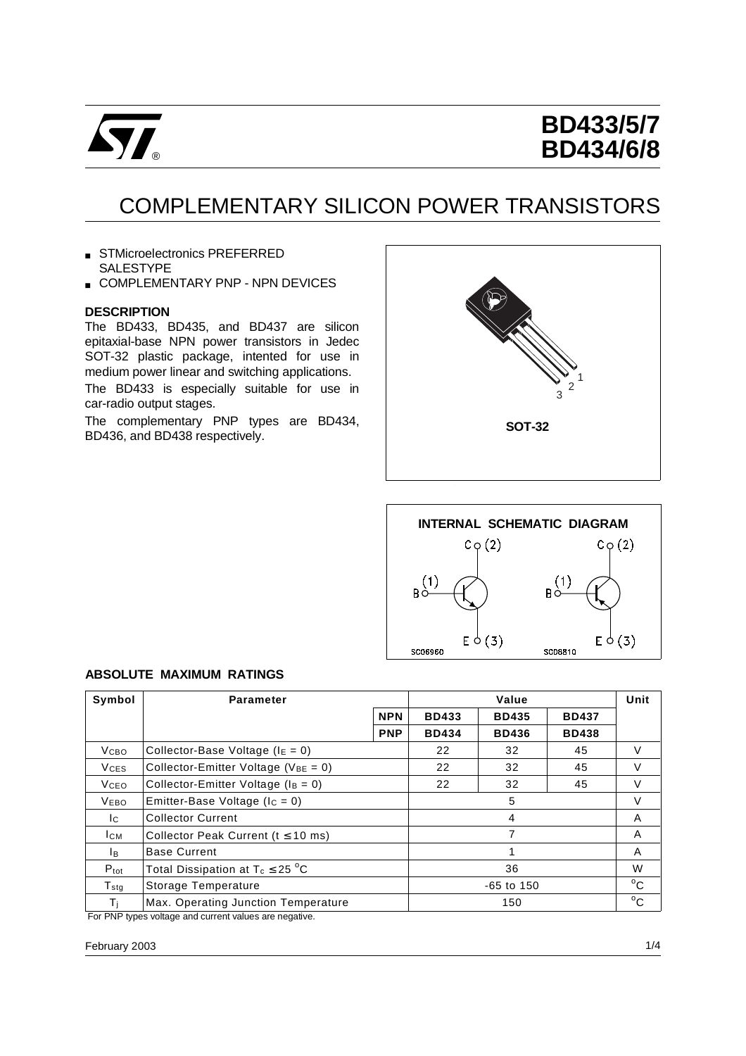# BD433/5/7
# BD434/6/8

## COMPLEMENTARY SILICON POWER TRANSISTORS

- STMicroelectronics PREFERRED SALESTYPE
- COMPLEMENTARY PNP - NPN DEVICES

### DESCRIPTION

The BD433, BD435, and BD437 are silicon epitaxial-base NPN power transistors in Jedec SOT-32 plastic package, intented for use in medium power linear and switching applications.

The BD433 is especially suitable for use in car-radio output stages.

The complementary PNP types are BD434, BD436, and BD438 respectively.

SOT-32

INTERNAL SCHEMATIC DIAGRAM

### ABSOLUTE MAXIMUM RATINGS

| Symbol | Parameter | | Value | | | Unit |
|---|---|---|---|---|---|---|
| | | NPN | BD433 | BD435 | BD437 | |
| | | PNP | BD434 | BD436 | BD438 | |
| $V_{CBO}$ | Collector-Base Voltage ($I_E = 0$) | | 22 | 32 | 45 | V |
| $V_{CES}$ | Collector-Emitter Voltage ($V_{BE} = 0$) | | 22 | 32 | 45 | V |
| $V_{CEO}$ | Collector-Emitter Voltage ($I_B = 0$) | | 22 | 32 | 45 | V |
| $V_{EBO}$ | Emitter-Base Voltage ($I_C = 0$) | | 5 | | | V |
| $I_C$ | Collector Current | | 4 | | | A |
| $I_{CM}$ | Collector Peak Current ($t \leq 10$ ms) | | 7 | | | A |
| $I_B$ | Base Current | | 1 | | | A |
| $P_{tot}$ | Total Dissipation at $T_c \leq 25$ °C | | 36 | | | W |
| $T_{stg}$ | Storage Temperature | | -65 to 150 | | | °C |
| $T_j$ | Max. Operating Junction Temperature | | 150 | | | °C |

For PNP types voltage and current values are negative.

February 2003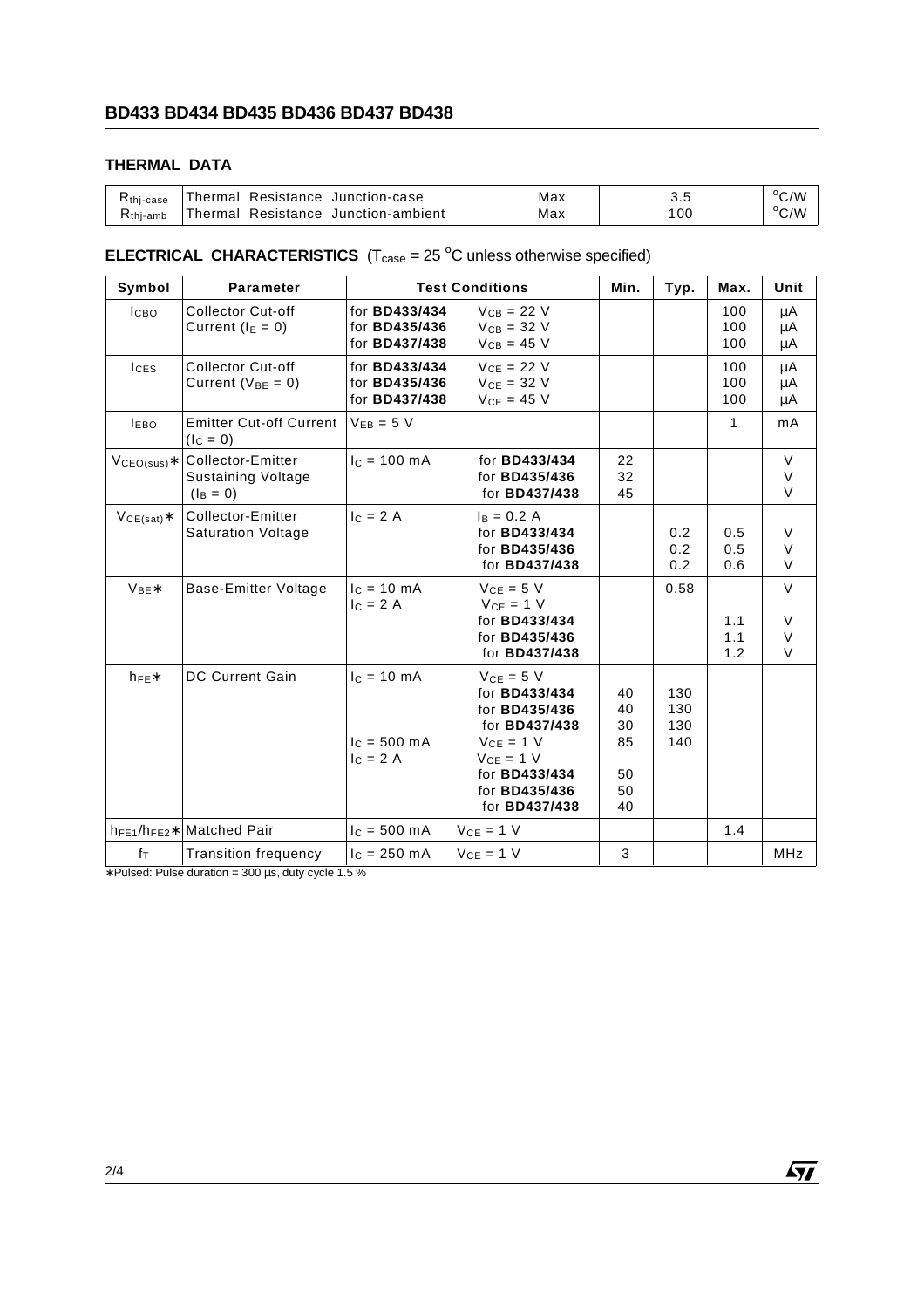## THERMAL DATA

| | | | | |
|---|---|---|---|---|
| $R_{thj\text{-}case}$ | Thermal Resistance Junction-case | Max | 3.5 | °C/W |
| $R_{thj\text{-}amb}$ | Thermal Resistance Junction-ambient | Max | 100 | °C/W |

## ELECTRICAL CHARACTERISTICS ($T_{case}$ = 25 °C unless otherwise specified)

| Symbol | Parameter | Test Conditions | | Min. | Typ. | Max. | Unit |
|---|---|---|---|---|---|---|---|
| $I_{CBO}$ | Collector Cut-off Current ($I_E$ = 0) | for **BD433/434**<br>for **BD435/436**<br>for **BD437/438** | $V_{CB}$ = 22 V<br>$V_{CB}$ = 32 V<br>$V_{CB}$ = 45 V | | | 100<br>100<br>100 | μA<br>μA<br>μA |
| $I_{CES}$ | Collector Cut-off Current ($V_{BE}$ = 0) | for **BD433/434**<br>for **BD435/436**<br>for **BD437/438** | $V_{CE}$ = 22 V<br>$V_{CE}$ = 32 V<br>$V_{CE}$ = 45 V | | | 100<br>100<br>100 | μA<br>μA<br>μA |
| $I_{EBO}$ | Emitter Cut-off Current ($I_C$ = 0) | $V_{EB}$ = 5 V | | | | 1 | mA |
| $V_{CEO(sus)}$* | Collector-Emitter Sustaining Voltage ($I_B$ = 0) | $I_C$ = 100 mA | for **BD433/434**<br>for **BD435/436**<br>for **BD437/438** | 22<br>32<br>45 | | | V<br>V<br>V |
| $V_{CE(sat)}$* | Collector-Emitter Saturation Voltage | $I_C$ = 2 A | $I_B$ = 0.2 A<br>for **BD433/434**<br>for **BD435/436**<br>for **BD437/438** | | <br>0.2<br>0.2<br>0.2 | <br>0.5<br>0.5<br>0.6 | <br>V<br>V<br>V |
| $V_{BE}$* | Base-Emitter Voltage | $I_C$ = 10 mA<br>$I_C$ = 2 A | $V_{CE}$ = 5 V<br>$V_{CE}$ = 1 V<br>for **BD433/434**<br>for **BD435/436**<br>for **BD437/438** | | 0.58 | <br><br>1.1<br>1.1<br>1.2 | V<br><br>V<br>V<br>V |
| $h_{FE}$* | DC Current Gain | $I_C$ = 10 mA<br><br><br><br>$I_C$ = 500 mA<br>$I_C$ = 2 A | $V_{CE}$ = 5 V<br>for **BD433/434**<br>for **BD435/436**<br>for **BD437/438**<br>$V_{CE}$ = 1 V<br>$V_{CE}$ = 1 V<br>for **BD433/434**<br>for **BD435/436**<br>for **BD437/438** | <br>40<br>40<br>30<br>85<br><br>50<br>50<br>40 | <br>130<br>130<br>130<br>140 | | |
| $h_{FE1}/h_{FE2}$* | Matched Pair | $I_C$ = 500 mA | $V_{CE}$ = 1 V | | | 1.4 | |
| $f_T$ | Transition frequency | $I_C$ = 250 mA | $V_{CE}$ = 1 V | 3 | | | MHz |

*Pulsed: Pulse duration = 300 μs, duty cycle 1.5 %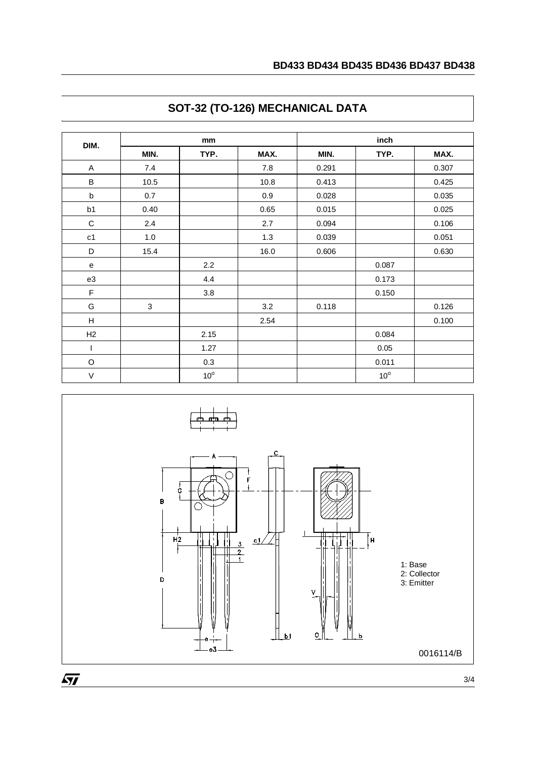## SOT-32 (TO-126) MECHANICAL DATA

| DIM. | mm | | | inch | | |
|---|---|---|---|---|---|---|
| | MIN. | TYP. | MAX. | MIN. | TYP. | MAX. |
| A | 7.4 | | 7.8 | 0.291 | | 0.307 |
| B | 10.5 | | 10.8 | 0.413 | | 0.425 |
| b | 0.7 | | 0.9 | 0.028 | | 0.035 |
| b1 | 0.40 | | 0.65 | 0.015 | | 0.025 |
| C | 2.4 | | 2.7 | 0.094 | | 0.106 |
| c1 | 1.0 | | 1.3 | 0.039 | | 0.051 |
| D | 15.4 | | 16.0 | 0.606 | | 0.630 |
| e | | 2.2 | | | 0.087 | |
| e3 | | 4.4 | | | 0.173 | |
| F | | 3.8 | | | 0.150 | |
| G | 3 | | 3.2 | 0.118 | | 0.126 |
| H | | | 2.54 | | | 0.100 |
| H2 | | 2.15 | | | 0.084 | |
| I | | 1.27 | | | 0.05 | |
| O | | 0.3 | | | 0.011 | |
| V | | $10^o$ | | | $10^o$ | |

1: Base
2: Collector
3: Emitter

0016114/B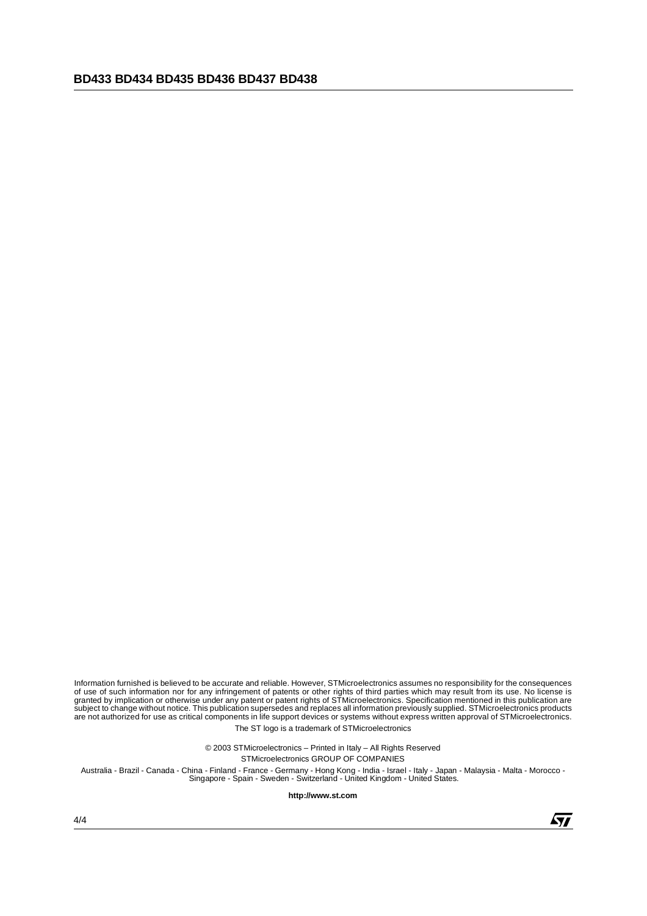Information furnished is believed to be accurate and reliable. However, STMicroelectronics assumes no responsibility for the consequences of use of such information nor for any infringement of patents or other rights of third parties which may result from its use. No license is granted by implication or otherwise under any patent or patent rights of STMicroelectronics. Specification mentioned in this publication are subject to change without notice. This publication supersedes and replaces all information previously supplied. STMicroelectronics products are not authorized for use as critical components in life support devices or systems without express written approval of STMicroelectronics.

The ST logo is a trademark of STMicroelectronics

© 2003 STMicroelectronics – Printed in Italy – All Rights Reserved

STMicroelectronics GROUP OF COMPANIES

Australia - Brazil - Canada - China - Finland - France - Germany - Hong Kong - India - Israel - Italy - Japan - Malaysia - Malta - Morocco - Singapore - Spain - Sweden - Switzerland - United Kingdom - United States.

**http://www.st.com**